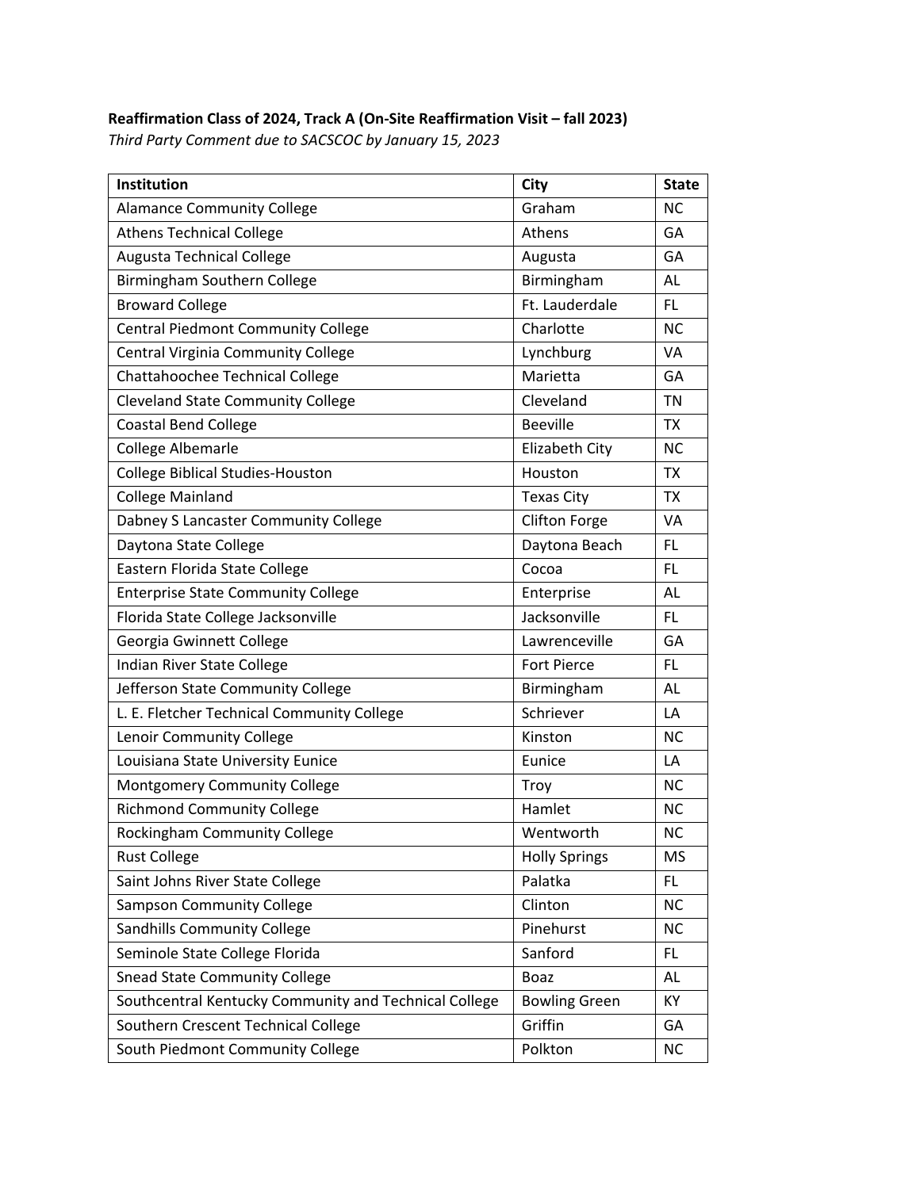**Reaffirmation Class of 2024, Track A (On-Site Reaffirmation Visit – fall 2023)**

*Third Party Comment due to SACSCOC by January 15, 2023*

| Institution | City | State |
|---|---|---|
| Alamance Community College | Graham | NC |
| Athens Technical College | Athens | GA |
| Augusta Technical College | Augusta | GA |
| Birmingham Southern College | Birmingham | AL |
| Broward College | Ft. Lauderdale | FL |
| Central Piedmont Community College | Charlotte | NC |
| Central Virginia Community College | Lynchburg | VA |
| Chattahoochee Technical College | Marietta | GA |
| Cleveland State Community College | Cleveland | TN |
| Coastal Bend College | Beeville | TX |
| College Albemarle | Elizabeth City | NC |
| College Biblical Studies-Houston | Houston | TX |
| College Mainland | Texas City | TX |
| Dabney S Lancaster Community College | Clifton Forge | VA |
| Daytona State College | Daytona Beach | FL |
| Eastern Florida State College | Cocoa | FL |
| Enterprise State Community College | Enterprise | AL |
| Florida State College Jacksonville | Jacksonville | FL |
| Georgia Gwinnett College | Lawrenceville | GA |
| Indian River State College | Fort Pierce | FL |
| Jefferson State Community College | Birmingham | AL |
| L. E. Fletcher Technical Community College | Schriever | LA |
| Lenoir Community College | Kinston | NC |
| Louisiana State University Eunice | Eunice | LA |
| Montgomery Community College | Troy | NC |
| Richmond Community College | Hamlet | NC |
| Rockingham Community College | Wentworth | NC |
| Rust College | Holly Springs | MS |
| Saint Johns River State College | Palatka | FL |
| Sampson Community College | Clinton | NC |
| Sandhills Community College | Pinehurst | NC |
| Seminole State College Florida | Sanford | FL |
| Snead State Community College | Boaz | AL |
| Southcentral Kentucky Community and Technical College | Bowling Green | KY |
| Southern Crescent Technical College | Griffin | GA |
| South Piedmont Community College | Polkton | NC |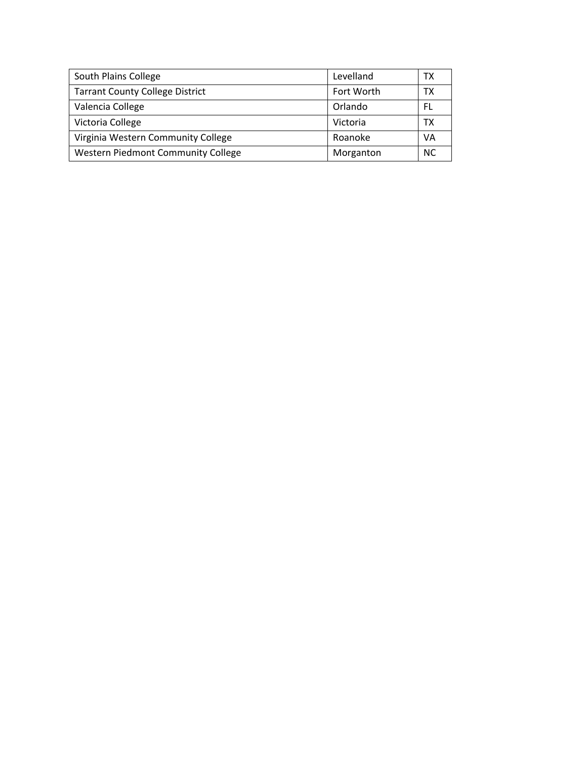| | | |
|---|---|---|
| South Plains College | Levelland | TX |
| Tarrant County College District | Fort Worth | TX |
| Valencia College | Orlando | FL |
| Victoria College | Victoria | TX |
| Virginia Western Community College | Roanoke | VA |
| Western Piedmont Community College | Morganton | NC |